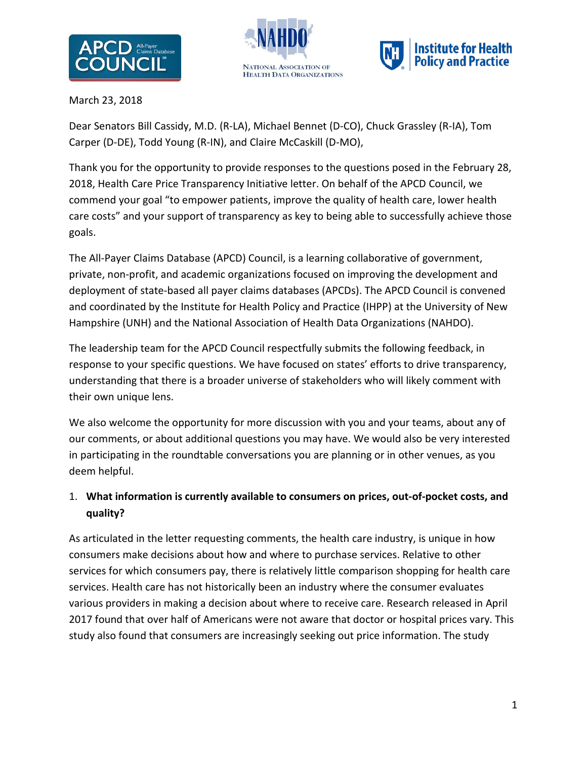March 23, 2018

Dear Senators Bill Cassidy, M.D. (R-LA), Michael Bennet (D-CO), Chuck Grassley (R-IA), Tom Carper (D-DE), Todd Young (R-IN), and Claire McCaskill (D-MO),

Thank you for the opportunity to provide responses to the questions posed in the February 28, 2018, Health Care Price Transparency Initiative letter. On behalf of the APCD Council, we commend your goal "to empower patients, improve the quality of health care, lower health care costs" and your support of transparency as key to being able to successfully achieve those goals.

The All-Payer Claims Database (APCD) Council, is a learning collaborative of government, private, non-profit, and academic organizations focused on improving the development and deployment of state-based all payer claims databases (APCDs). The APCD Council is convened and coordinated by the Institute for Health Policy and Practice (IHPP) at the University of New Hampshire (UNH) and the National Association of Health Data Organizations (NAHDO).

The leadership team for the APCD Council respectfully submits the following feedback, in response to your specific questions. We have focused on states' efforts to drive transparency, understanding that there is a broader universe of stakeholders who will likely comment with their own unique lens.

We also welcome the opportunity for more discussion with you and your teams, about any of our comments, or about additional questions you may have. We would also be very interested in participating in the roundtable conversations you are planning or in other venues, as you deem helpful.

1. **What information is currently available to consumers on prices, out-of-pocket costs, and quality?**

As articulated in the letter requesting comments, the health care industry, is unique in how consumers make decisions about how and where to purchase services. Relative to other services for which consumers pay, there is relatively little comparison shopping for health care services. Health care has not historically been an industry where the consumer evaluates various providers in making a decision about where to receive care. Research released in April 2017 found that over half of Americans were not aware that doctor or hospital prices vary. This study also found that consumers are increasingly seeking out price information. The study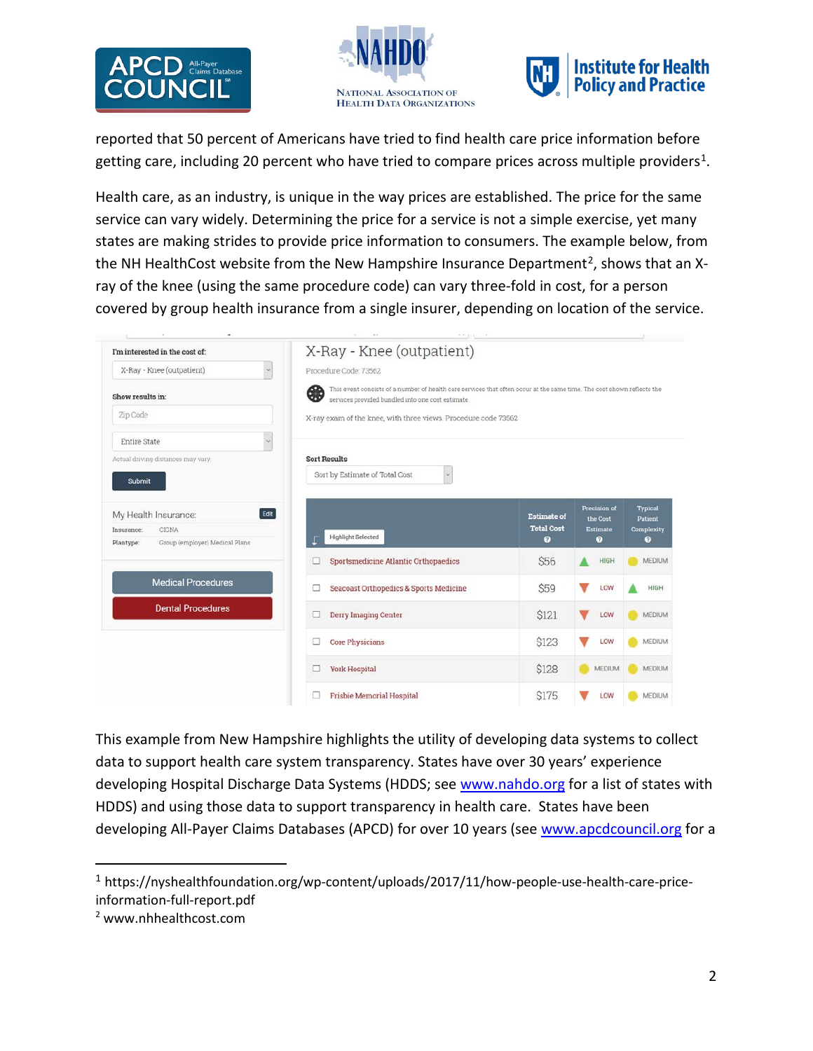reported that 50 percent of Americans have tried to find health care price information before getting care, including 20 percent who have tried to compare prices across multiple providers[1].

Health care, as an industry, is unique in the way prices are established. The price for the same service can vary widely. Determining the price for a service is not a simple exercise, yet many states are making strides to provide price information to consumers. The example below, from the NH HealthCost website from the New Hampshire Insurance Department[2], shows that an X-ray of the knee (using the same procedure code) can vary three-fold in cost, for a person covered by group health insurance from a single insurer, depending on location of the service.

I'm interested in the cost of: X-Ray - Knee (outpatient)

Show results in: Zip Code / Entire State

Actual driving distances may vary.

Submit

My Health Insurance: Edit
Insurance: CIGNA
Plantype: Group (employer) Medical Plans

Medical Procedures
Dental Procedures

## X-Ray - Knee (outpatient)

Procedure Code: 73562

This event consists of a number of health care services that often occur at the same time. The cost shown reflects the services provided bundled into one cost estimate.

X-ray exam of the knee, with three views. Procedure code 73562

Sort Results: Sort by Estimate of Total Cost

| Highlight Selected | Estimate of Total Cost | Precision of the Cost Estimate | Typical Patient Complexity |
|---|---|---|---|
| Sportsmedicine Atlantic Orthopaedics | $56 | HIGH | MEDIUM |
| Seacoast Orthopedics & Sports Medicine | $59 | LOW | HIGH |
| Derry Imaging Center | $121 | LOW | MEDIUM |
| Core Physicians | $123 | LOW | MEDIUM |
| York Hospital | $128 | MEDIUM | MEDIUM |
| Frisbie Memorial Hospital | $175 | LOW | MEDIUM |

This example from New Hampshire highlights the utility of developing data systems to collect data to support health care system transparency. States have over 30 years' experience developing Hospital Discharge Data Systems (HDDS; see www.nahdo.org for a list of states with HDDS) and using those data to support transparency in health care. States have been developing All-Payer Claims Databases (APCD) for over 10 years (see www.apcdcouncil.org for a

---

[1] https://nyshealthfoundation.org/wp-content/uploads/2017/11/how-people-use-health-care-price-information-full-report.pdf

[2] www.nhhealthcost.com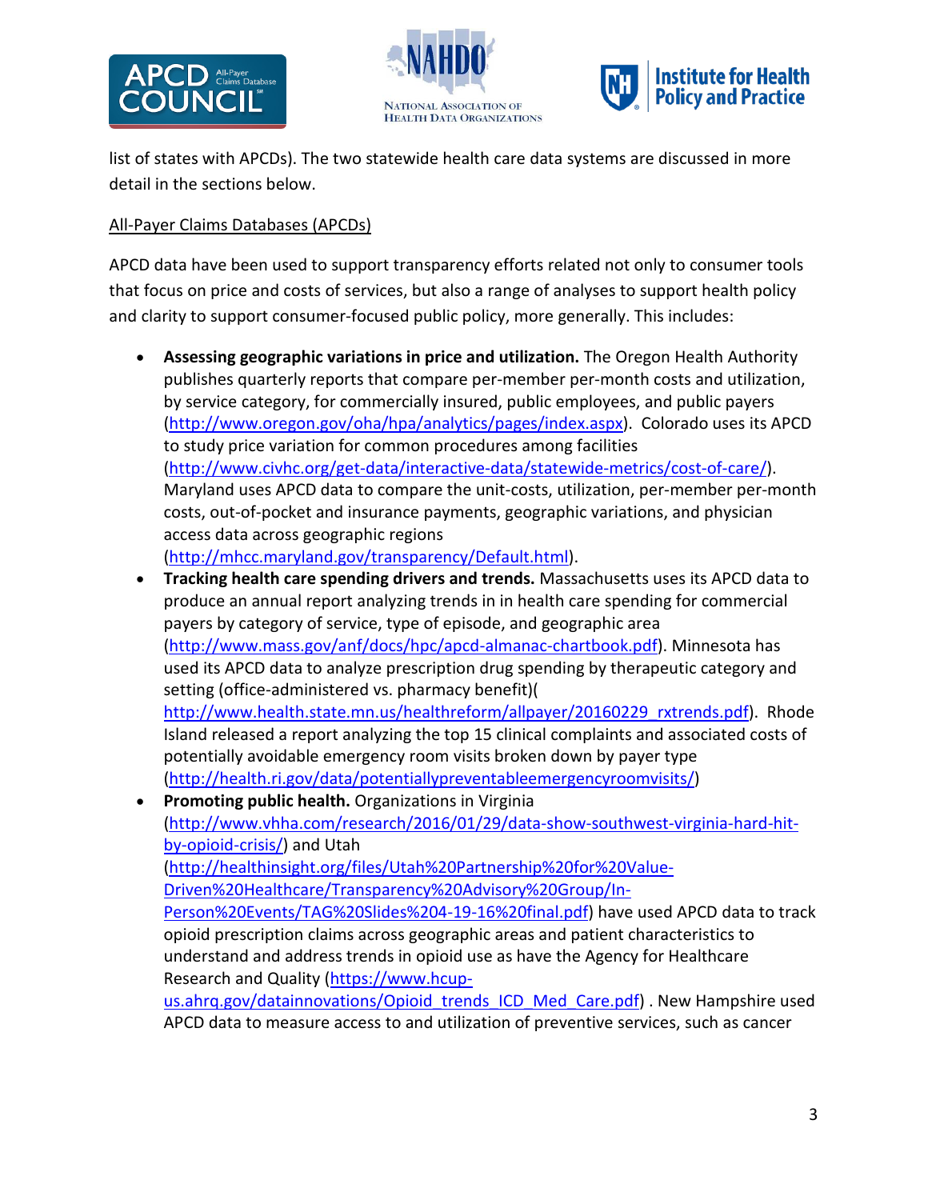list of states with APCDs). The two statewide health care data systems are discussed in more detail in the sections below.

## All-Payer Claims Databases (APCDs)

APCD data have been used to support transparency efforts related not only to consumer tools that focus on price and costs of services, but also a range of analyses to support health policy and clarity to support consumer-focused public policy, more generally. This includes:

- **Assessing geographic variations in price and utilization.** The Oregon Health Authority publishes quarterly reports that compare per-member per-month costs and utilization, by service category, for commercially insured, public employees, and public payers (http://www.oregon.gov/oha/hpa/analytics/pages/index.aspx). Colorado uses its APCD to study price variation for common procedures among facilities (http://www.civhc.org/get-data/interactive-data/statewide-metrics/cost-of-care/). Maryland uses APCD data to compare the unit-costs, utilization, per-member per-month costs, out-of-pocket and insurance payments, geographic variations, and physician access data across geographic regions (http://mhcc.maryland.gov/transparency/Default.html).
- **Tracking health care spending drivers and trends.** Massachusetts uses its APCD data to produce an annual report analyzing trends in in health care spending for commercial payers by category of service, type of episode, and geographic area (http://www.mass.gov/anf/docs/hpc/apcd-almanac-chartbook.pdf). Minnesota has used its APCD data to analyze prescription drug spending by therapeutic category and setting (office-administered vs. pharmacy benefit)(http://www.health.state.mn.us/healthreform/allpayer/20160229_rxtrends.pdf). Rhode Island released a report analyzing the top 15 clinical complaints and associated costs of potentially avoidable emergency room visits broken down by payer type (http://health.ri.gov/data/potentiallypreventableemergencyroomvisits/)
- **Promoting public health.** Organizations in Virginia (http://www.vhha.com/research/2016/01/29/data-show-southwest-virginia-hard-hit-by-opioid-crisis/) and Utah (http://healthinsight.org/files/Utah%20Partnership%20for%20Value-Driven%20Healthcare/Transparency%20Advisory%20Group/In-Person%20Events/TAG%20Slides%204-19-16%20final.pdf) have used APCD data to track opioid prescription claims across geographic areas and patient characteristics to understand and address trends in opioid use as have the Agency for Healthcare Research and Quality (https://www.hcup-us.ahrq.gov/datainnovations/Opioid_trends_ICD_Med_Care.pdf) . New Hampshire used APCD data to measure access to and utilization of preventive services, such as cancer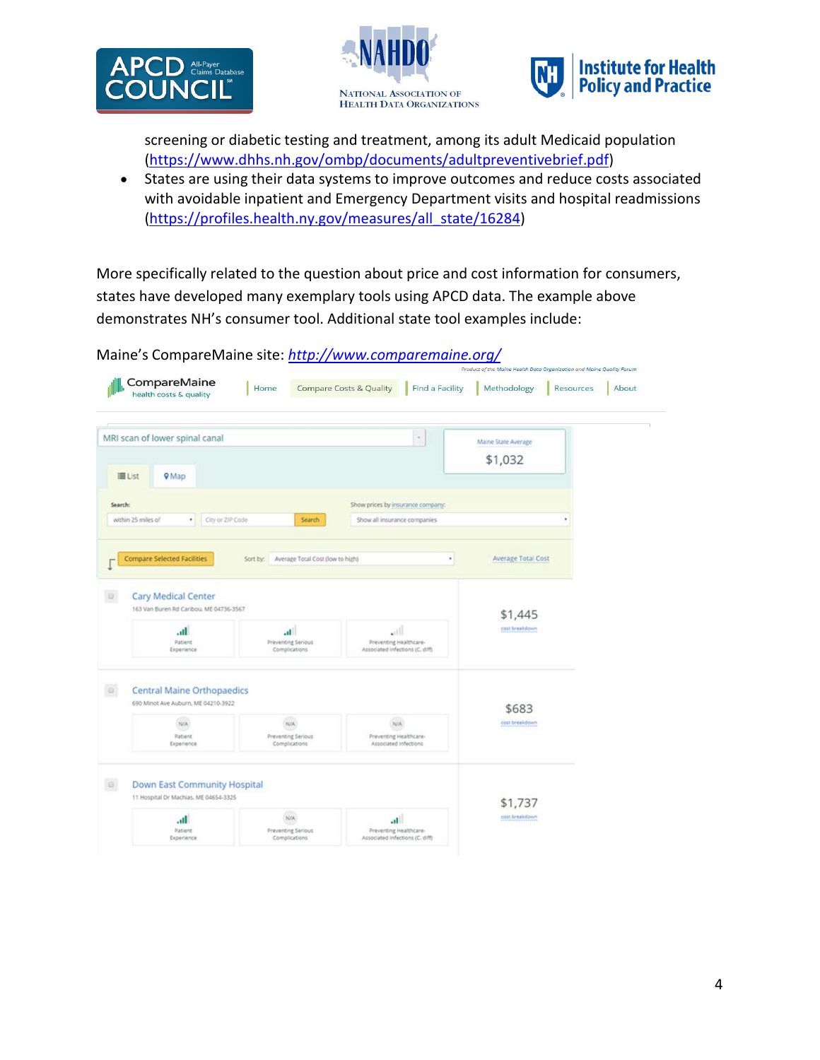screening or diabetic testing and treatment, among its adult Medicaid population (https://www.dhhs.nh.gov/ombp/documents/adultpreventivebrief.pdf)

- States are using their data systems to improve outcomes and reduce costs associated with avoidable inpatient and Emergency Department visits and hospital readmissions (https://profiles.health.ny.gov/measures/all_state/16284)

More specifically related to the question about price and cost information for consumers, states have developed many exemplary tools using APCD data. The example above demonstrates NH's consumer tool. Additional state tool examples include:

Maine's CompareMaine site: *http://www.comparemaine.org/*

Product of the Maine Health Data Organization and Maine Quality Forum

CompareMaine health costs & quality | Home | Compare Costs & Quality | Find a Facility | Methodology | Resources | About

MRI scan of lower spinal canal

Maine State Average $1,032

List | Map

Search: within 25 miles of | City or ZIP Code | Search

Show prices by insurance company: Show all insurance companies

Compare Selected Facilities | Sort by: Average Total Cost (low to high) | Average Total Cost

| Facility | Patient Experience | Preventing Serious Complications | Preventing Healthcare-Associated Infections | Average Total Cost |
|---|---|---|---|---|
| Cary Medical Center, 163 Van Buren Rd Caribou, ME 04736-3567 | | | (C. diff) | $1,445 cost breakdown |
| Central Maine Orthopaedics, 690 Minot Ave Auburn, ME 04210-3922 | N/A | N/A | N/A | $683 cost breakdown |
| Down East Community Hospital, 11 Hospital Dr Machias, ME 04654-3325 | | N/A | (C. diff) | $1,737 cost breakdown |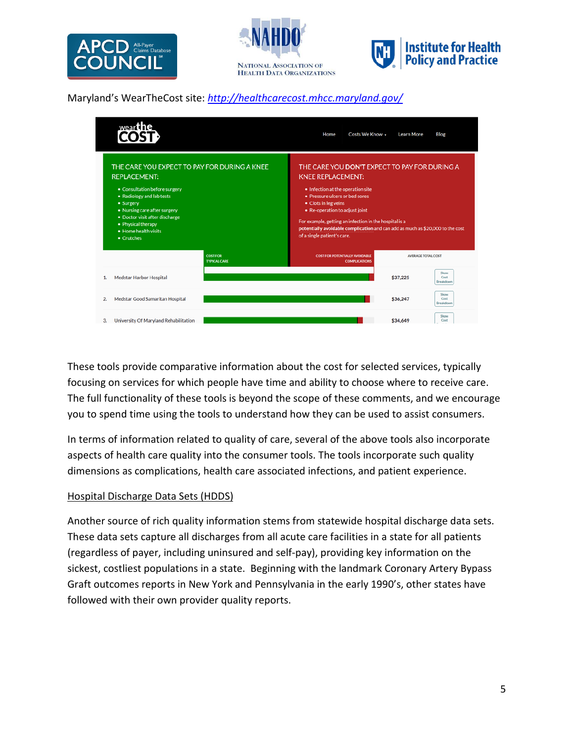Maryland's WearTheCost site: *http://healthcarecost.mhcc.maryland.gov/*

wear the COST

Home | Costs We Know | Learn More | Blog

THE CARE YOU EXPECT TO PAY FOR DURING A KNEE REPLACEMENT:

- Consultation before surgery
- Radiology and lab tests
- Surgery
- Nursing care after surgery
- Doctor visit after discharge
- Physical therapy
- Home health visits
- Crutches

THE CARE YOU DON'T EXPECT TO PAY FOR DURING A KNEE REPLACEMENT:

- Infection at the operation site
- Pressure ulcers or bed sores
- Clots in leg veins
- Re-operation to adjust joint

For example, getting an infection in the hospital is a potentially avoidable complication and can add as much as $20,000 to the cost of a single patient's care.

| | | COST FOR TYPICAL CARE | COST FOR POTENTIALLY AVOIDABLE COMPLICATIONS | AVERAGE TOTAL COST | |
|---|---|---|---|---|---|
| 1. | Medstar Harbor Hospital | | | $37,225 | Show Cost Breakdown |
| 2. | Medstar Good Samaritan Hospital | | | $36,247 | Show Cost Breakdown |
| 3. | University Of Maryland Rehabilitation | | | $34,649 | Show Cost |

These tools provide comparative information about the cost for selected services, typically focusing on services for which people have time and ability to choose where to receive care. The full functionality of these tools is beyond the scope of these comments, and we encourage you to spend time using the tools to understand how they can be used to assist consumers.

In terms of information related to quality of care, several of the above tools also incorporate aspects of health care quality into the consumer tools. The tools incorporate such quality dimensions as complications, health care associated infections, and patient experience.

<u>Hospital Discharge Data Sets (HDDS)</u>

Another source of rich quality information stems from statewide hospital discharge data sets. These data sets capture all discharges from all acute care facilities in a state for all patients (regardless of payer, including uninsured and self-pay), providing key information on the sickest, costliest populations in a state. Beginning with the landmark Coronary Artery Bypass Graft outcomes reports in New York and Pennsylvania in the early 1990's, other states have followed with their own provider quality reports.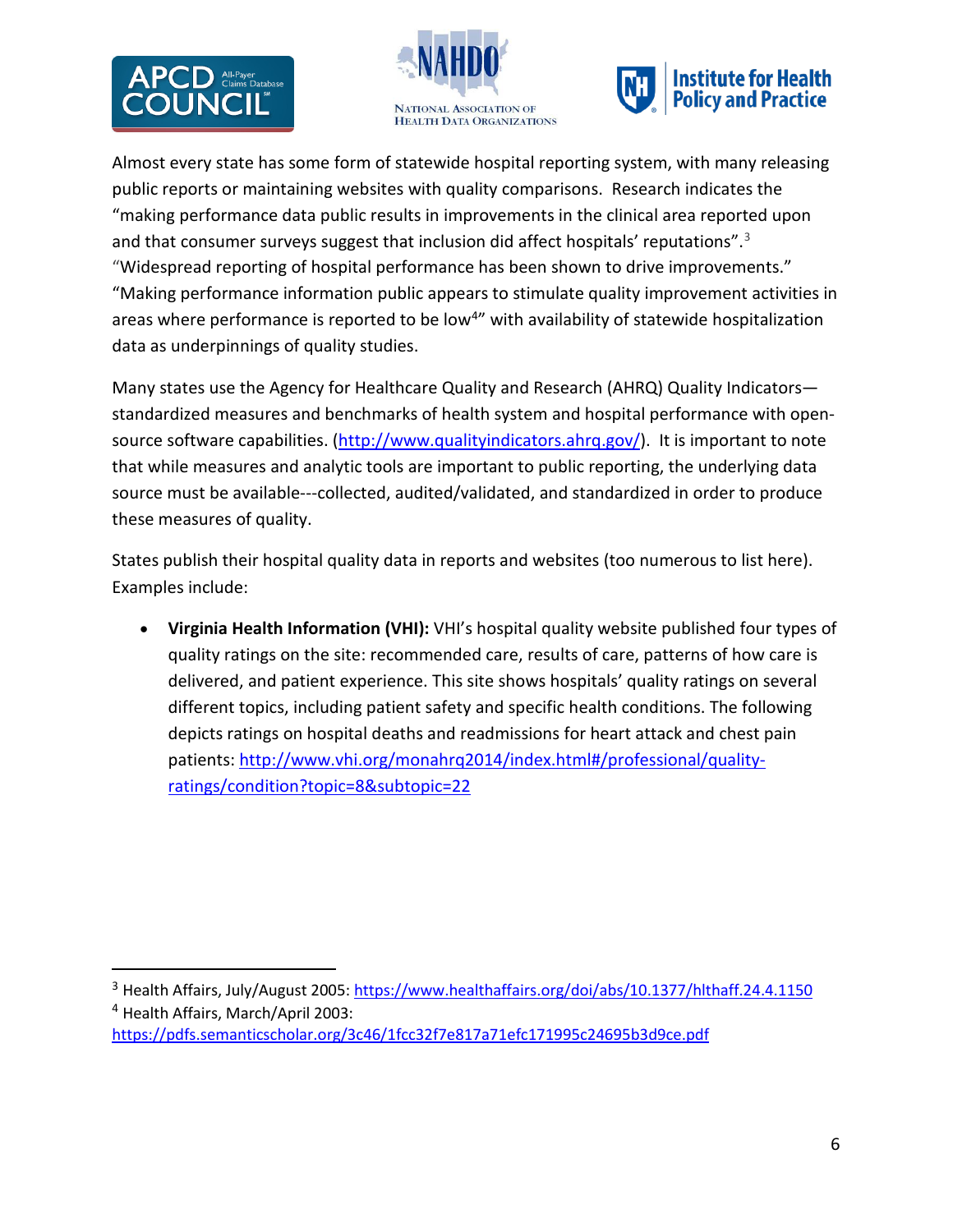Almost every state has some form of statewide hospital reporting system, with many releasing public reports or maintaining websites with quality comparisons. Research indicates the "making performance data public results in improvements in the clinical area reported upon and that consumer surveys suggest that inclusion did affect hospitals' reputations".[3] "Widespread reporting of hospital performance has been shown to drive improvements." "Making performance information public appears to stimulate quality improvement activities in areas where performance is reported to be low[4]" with availability of statewide hospitalization data as underpinnings of quality studies.

Many states use the Agency for Healthcare Quality and Research (AHRQ) Quality Indicators—standardized measures and benchmarks of health system and hospital performance with open-source software capabilities. (http://www.qualityindicators.ahrq.gov/). It is important to note that while measures and analytic tools are important to public reporting, the underlying data source must be available---collected, audited/validated, and standardized in order to produce these measures of quality.

States publish their hospital quality data in reports and websites (too numerous to list here). Examples include:

- **Virginia Health Information (VHI):** VHI's hospital quality website published four types of quality ratings on the site: recommended care, results of care, patterns of how care is delivered, and patient experience. This site shows hospitals' quality ratings on several different topics, including patient safety and specific health conditions. The following depicts ratings on hospital deaths and readmissions for heart attack and chest pain patients: http://www.vhi.org/monahrq2014/index.html#/professional/quality-ratings/condition?topic=8&subtopic=22

---

[3] Health Affairs, July/August 2005: https://www.healthaffairs.org/doi/abs/10.1377/hlthaff.24.4.1150

[4] Health Affairs, March/April 2003: https://pdfs.semanticscholar.org/3c46/1fcc32f7e817a71efc171995c24695b3d9ce.pdf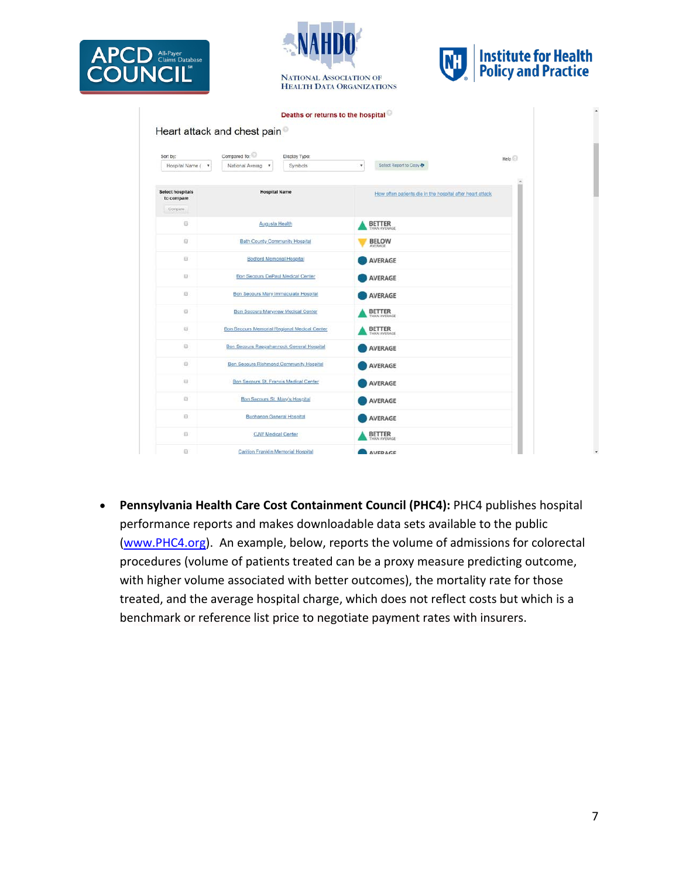Deaths or returns to the hospital

Heart attack and chest pain

Sort by: Hospital Name | Compared To: National Average | Display Type: Symbols | Select Report to Copy | Help

| Select hospitals to compare | Hospital Name | How often patients die in the hospital after heart attack |
|---|---|---|
| | Augusta Health | BETTER THAN AVERAGE |
| | Bath County Community Hospital | BELOW AVERAGE |
| | Bedford Memorial Hospital | AVERAGE |
| | Bon Secours DePaul Medical Center | AVERAGE |
| | Bon Secours Mary Immaculate Hospital | AVERAGE |
| | Bon Secours Maryview Medical Center | BETTER THAN AVERAGE |
| | Bon Secours Memorial Regional Medical Center | BETTER THAN AVERAGE |
| | Bon Secours Rappahannock General Hospital | AVERAGE |
| | Bon Secours Richmond Community Hospital | AVERAGE |
| | Bon Secours St. Francis Medical Center | AVERAGE |
| | Bon Secours St. Mary's Hospital | AVERAGE |
| | Buchanan General Hospital | AVERAGE |
| | CJW Medical Center | BETTER THAN AVERAGE |
| | Carilion Franklin Memorial Hospital | AVERAGE |

- **Pennsylvania Health Care Cost Containment Council (PHC4):** PHC4 publishes hospital performance reports and makes downloadable data sets available to the public (www.PHC4.org). An example, below, reports the volume of admissions for colorectal procedures (volume of patients treated can be a proxy measure predicting outcome, with higher volume associated with better outcomes), the mortality rate for those treated, and the average hospital charge, which does not reflect costs but which is a benchmark or reference list price to negotiate payment rates with insurers.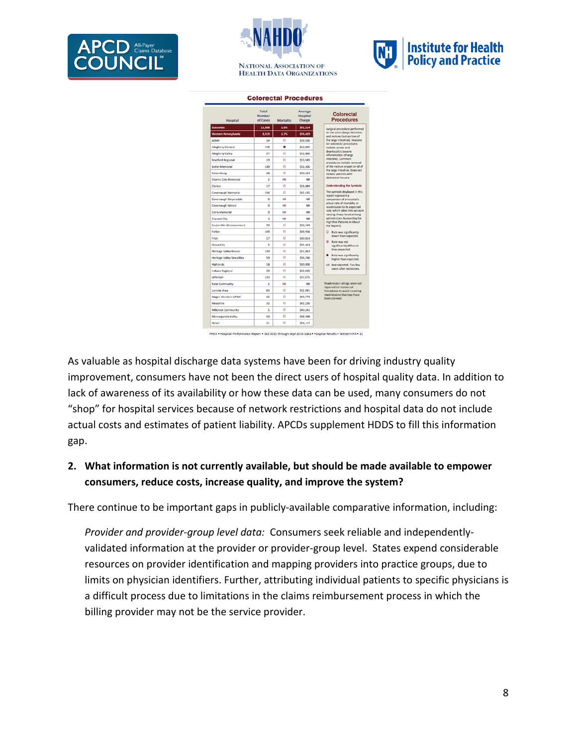**Colorectal Procedures**

| Hospital | Total Number of Cases | Mortality | Average Hospital Charge |
|---|---|---|---|
| Statewide | 11,368 | 1.6% | $81,514 |
| Western Pennsylvania | 3,319 | 1.7% | $76,429 |
| ACMH | 34 | ⊙ | $39,926 |
| Allegheny General | 248 | ● | $60,895 |
| Allegheny Valley | 27 | ⊙ | $52,880 |
| Bradford Regional | 19 | ⊙ | $23,549 |
| Butler Memorial | 100 | ⊙ | $56,366 |
| Canonsburg | 28 | ⊙ | $40,124 |
| Charles Cole Memorial | 2 | NR | NR |
| Clarion | 17 | ⊙ | $26,889 |
| Conemaugh Memorial | 104 | ⊙ | $41,435 |
| Conemaugh Meyersdale | 0 | NR | NR |
| Conemaugh Miners | 0 | NR | NR |
| Corry Memorial | 0 | NR | NR |
| Ellwood City | 3 | NR | NR |
| Excela Hlth Westmoreland | 70 | ⊙ | $36,149 |
| Forbes | 149 | ⊙ | $49,956 |
| Frick | 17 | ⊙ | $30,853 |
| Grove City | 5 | ⊙ | $35,463 |
| Heritage Valley Beaver | 109 | ⊙ | $31,063 |
| Heritage Valley Sewickley | 59 | ⊙ | $36,296 |
| Highlands | 18 | ⊙ | $30,300 |
| Indiana Regional | 39 | ⊙ | $42,835 |
| Jefferson | 193 | ⊙ | $37,375 |
| Kane Community | 2 | NR | NR |
| Latrobe Area | 83 | ⊙ | $32,491 |
| Magee Womens UPMC | 42 | ⊙ | $65,775 |
| Meadville | 32 | ⊙ | $42,226 |
| Millcreek Community | 5 | ⊙ | $40,241 |
| Monongahela Valley | 50 | ⊙ | $38,498 |
| Nason | 31 | ⊙ | $26,117 |

**Colorectal Procedures**

Surgical procedure performed on the colon (large intestine) and rectum (last section of the large intestine). Reasons for colorectal procedures include cancer and diverticulitis (severe inflammation of large intestine). Common procedures include removal of the rectum or part or all of the large intestine. Does not include patients with abdominal trauma.

**Understanding the Symbols**

The symbols displayed in this report represent a comparison of a hospital's actual rate of mortality or readmission to its expected rate, which takes into account varying illness levels among patients (see Accounting for High Risk Patients in About the Report).

- ○ Rate was significantly lower than expected.
- ⊙ Rate was not significantly different than expected.
- ● Rate was significantly higher than expected.
- NR Not reported. Too few cases after exclusions.

Readmission ratings were not reported for Colorectal Procedures to avoid counting readmissions that may have been planned.

PHC4 • Hospital Performance Report • Oct 2015 through Sept 2016 Data • Hospital Results – Western PA • 21

As valuable as hospital discharge data systems have been for driving industry quality improvement, consumers have not been the direct users of hospital quality data. In addition to lack of awareness of its availability or how these data can be used, many consumers do not "shop" for hospital services because of network restrictions and hospital data do not include actual costs and estimates of patient liability. APCDs supplement HDDS to fill this information gap.

2. **What information is not currently available, but should be made available to empower consumers, reduce costs, increase quality, and improve the system?**

There continue to be important gaps in publicly-available comparative information, including:

*Provider and provider-group level data:* Consumers seek reliable and independently-validated information at the provider or provider-group level. States expend considerable resources on provider identification and mapping providers into practice groups, due to limits on physician identifiers. Further, attributing individual patients to specific physicians is a difficult process due to limitations in the claims reimbursement process in which the billing provider may not be the service provider.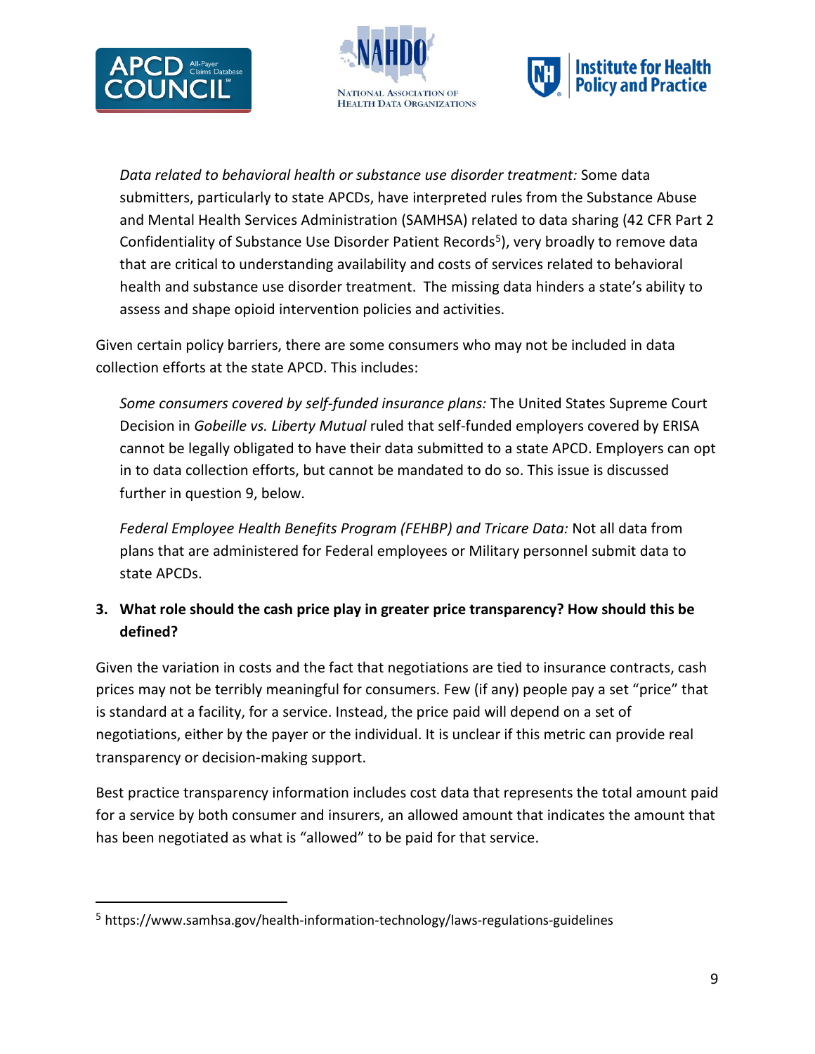*Data related to behavioral health or substance use disorder treatment:* Some data submitters, particularly to state APCDs, have interpreted rules from the Substance Abuse and Mental Health Services Administration (SAMHSA) related to data sharing (42 CFR Part 2 Confidentiality of Substance Use Disorder Patient Records[5]), very broadly to remove data that are critical to understanding availability and costs of services related to behavioral health and substance use disorder treatment. The missing data hinders a state's ability to assess and shape opioid intervention policies and activities.

Given certain policy barriers, there are some consumers who may not be included in data collection efforts at the state APCD. This includes:

*Some consumers covered by self-funded insurance plans:* The United States Supreme Court Decision in *Gobeille vs. Liberty Mutual* ruled that self-funded employers covered by ERISA cannot be legally obligated to have their data submitted to a state APCD. Employers can opt in to data collection efforts, but cannot be mandated to do so. This issue is discussed further in question 9, below.

*Federal Employee Health Benefits Program (FEHBP) and Tricare Data:* Not all data from plans that are administered for Federal employees or Military personnel submit data to state APCDs.

**3. What role should the cash price play in greater price transparency? How should this be defined?**

Given the variation in costs and the fact that negotiations are tied to insurance contracts, cash prices may not be terribly meaningful for consumers. Few (if any) people pay a set "price" that is standard at a facility, for a service. Instead, the price paid will depend on a set of negotiations, either by the payer or the individual. It is unclear if this metric can provide real transparency or decision-making support.

Best practice transparency information includes cost data that represents the total amount paid for a service by both consumer and insurers, an allowed amount that indicates the amount that has been negotiated as what is "allowed" to be paid for that service.

[5] https://www.samhsa.gov/health-information-technology/laws-regulations-guidelines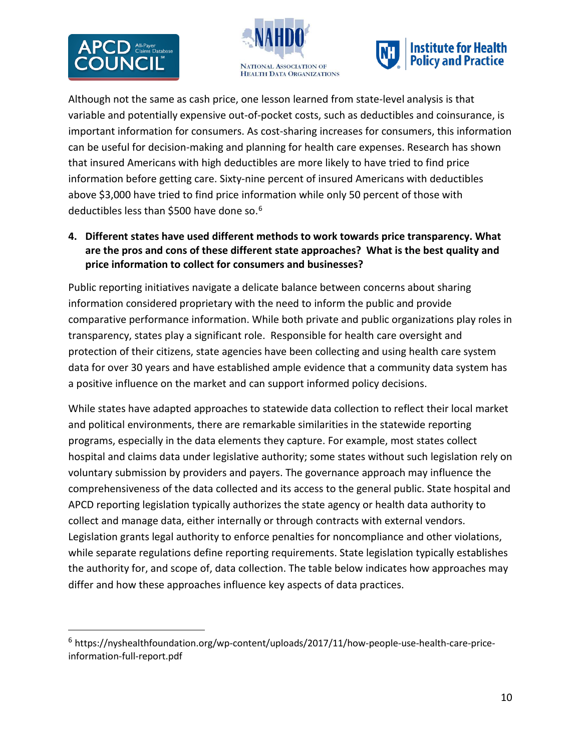Although not the same as cash price, one lesson learned from state-level analysis is that variable and potentially expensive out-of-pocket costs, such as deductibles and coinsurance, is important information for consumers. As cost-sharing increases for consumers, this information can be useful for decision-making and planning for health care expenses. Research has shown that insured Americans with high deductibles are more likely to have tried to find price information before getting care. Sixty-nine percent of insured Americans with deductibles above $3,000 have tried to find price information while only 50 percent of those with deductibles less than $500 have done so.[6]

**4. Different states have used different methods to work towards price transparency. What are the pros and cons of these different state approaches? What is the best quality and price information to collect for consumers and businesses?**

Public reporting initiatives navigate a delicate balance between concerns about sharing information considered proprietary with the need to inform the public and provide comparative performance information. While both private and public organizations play roles in transparency, states play a significant role. Responsible for health care oversight and protection of their citizens, state agencies have been collecting and using health care system data for over 30 years and have established ample evidence that a community data system has a positive influence on the market and can support informed policy decisions.

While states have adapted approaches to statewide data collection to reflect their local market and political environments, there are remarkable similarities in the statewide reporting programs, especially in the data elements they capture. For example, most states collect hospital and claims data under legislative authority; some states without such legislation rely on voluntary submission by providers and payers. The governance approach may influence the comprehensiveness of the data collected and its access to the general public. State hospital and APCD reporting legislation typically authorizes the state agency or health data authority to collect and manage data, either internally or through contracts with external vendors. Legislation grants legal authority to enforce penalties for noncompliance and other violations, while separate regulations define reporting requirements. State legislation typically establishes the authority for, and scope of, data collection. The table below indicates how approaches may differ and how these approaches influence key aspects of data practices.

[6] https://nyshealthfoundation.org/wp-content/uploads/2017/11/how-people-use-health-care-price-information-full-report.pdf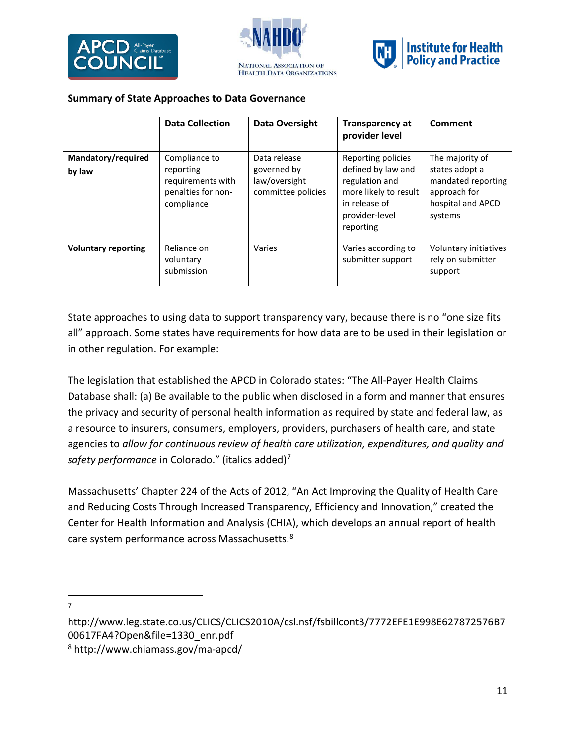**Summary of State Approaches to Data Governance**

| | Data Collection | Data Oversight | Transparency at provider level | Comment |
|---|---|---|---|---|
| **Mandatory/required by law** | Compliance to reporting requirements with penalties for non-compliance | Data release governed by law/oversight committee policies | Reporting policies defined by law and regulation and more likely to result in release of provider-level reporting | The majority of states adopt a mandated reporting approach for hospital and APCD systems |
| **Voluntary reporting** | Reliance on voluntary submission | Varies | Varies according to submitter support | Voluntary initiatives rely on submitter support |

State approaches to using data to support transparency vary, because there is no "one size fits all" approach. Some states have requirements for how data are to be used in their legislation or in other regulation. For example:

The legislation that established the APCD in Colorado states: "The All-Payer Health Claims Database shall: (a) Be available to the public when disclosed in a form and manner that ensures the privacy and security of personal health information as required by state and federal law, as a resource to insurers, consumers, employers, providers, purchasers of health care, and state agencies to *allow for continuous review of health care utilization, expenditures, and quality and safety performance* in Colorado." (italics added)[7]

Massachusetts' Chapter 224 of the Acts of 2012, "An Act Improving the Quality of Health Care and Reducing Costs Through Increased Transparency, Efficiency and Innovation," created the Center for Health Information and Analysis (CHIA), which develops an annual report of health care system performance across Massachusetts.[8]

---

[7] http://www.leg.state.co.us/CLICS/CLICS2010A/csl.nsf/fsbillcont3/7772EFE1E998E627872576B700617FA4?Open&file=1330_enr.pdf

[8] http://www.chiamass.gov/ma-apcd/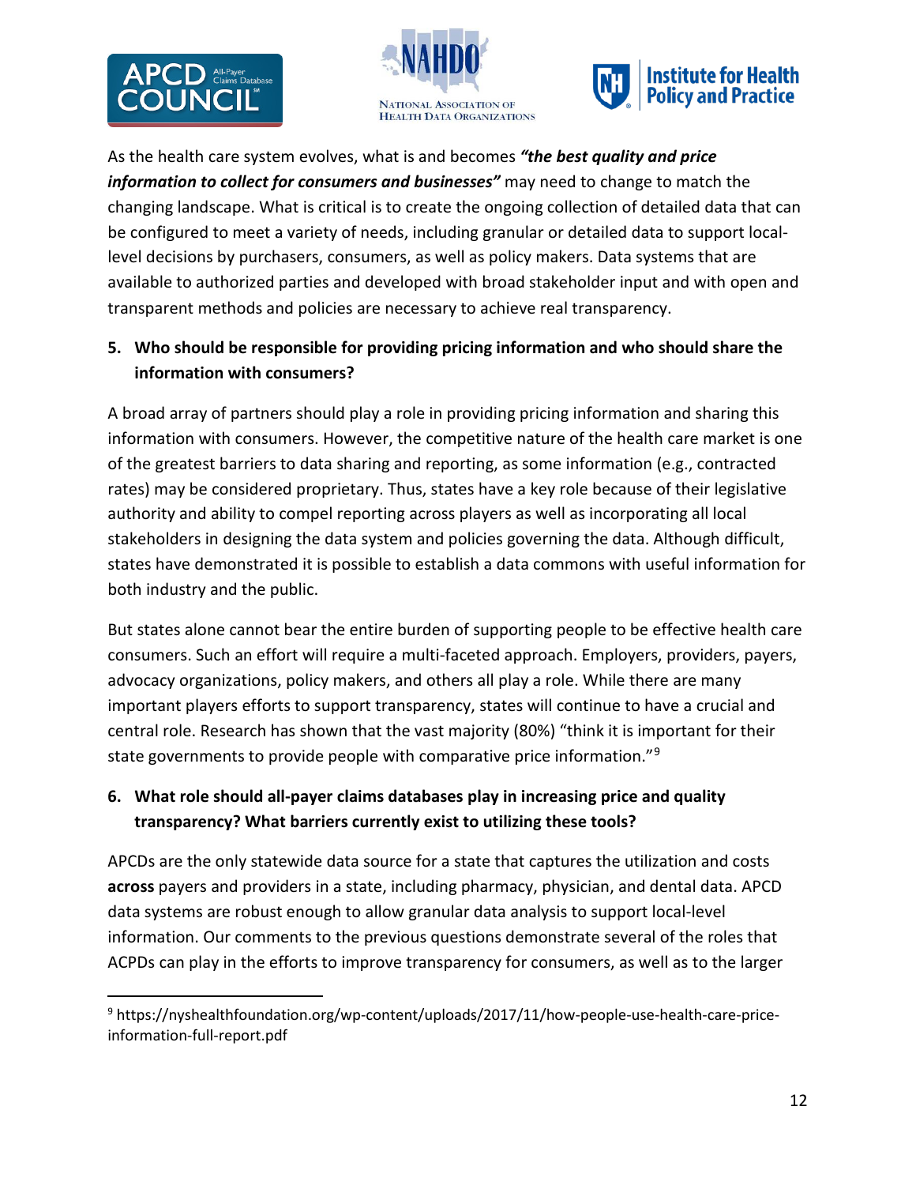As the health care system evolves, what is and becomes ***"the best quality and price information to collect for consumers and businesses"*** may need to change to match the changing landscape. What is critical is to create the ongoing collection of detailed data that can be configured to meet a variety of needs, including granular or detailed data to support local-level decisions by purchasers, consumers, as well as policy makers. Data systems that are available to authorized parties and developed with broad stakeholder input and with open and transparent methods and policies are necessary to achieve real transparency.

**5. Who should be responsible for providing pricing information and who should share the information with consumers?**

A broad array of partners should play a role in providing pricing information and sharing this information with consumers. However, the competitive nature of the health care market is one of the greatest barriers to data sharing and reporting, as some information (e.g., contracted rates) may be considered proprietary. Thus, states have a key role because of their legislative authority and ability to compel reporting across players as well as incorporating all local stakeholders in designing the data system and policies governing the data. Although difficult, states have demonstrated it is possible to establish a data commons with useful information for both industry and the public.

But states alone cannot bear the entire burden of supporting people to be effective health care consumers. Such an effort will require a multi-faceted approach. Employers, providers, payers, advocacy organizations, policy makers, and others all play a role. While there are many important players efforts to support transparency, states will continue to have a crucial and central role. Research has shown that the vast majority (80%) "think it is important for their state governments to provide people with comparative price information."[9]

**6. What role should all-payer claims databases play in increasing price and quality transparency? What barriers currently exist to utilizing these tools?**

APCDs are the only statewide data source for a state that captures the utilization and costs **across** payers and providers in a state, including pharmacy, physician, and dental data. APCD data systems are robust enough to allow granular data analysis to support local-level information. Our comments to the previous questions demonstrate several of the roles that ACPDs can play in the efforts to improve transparency for consumers, as well as to the larger

---

[9] https://nyshealthfoundation.org/wp-content/uploads/2017/11/how-people-use-health-care-price-information-full-report.pdf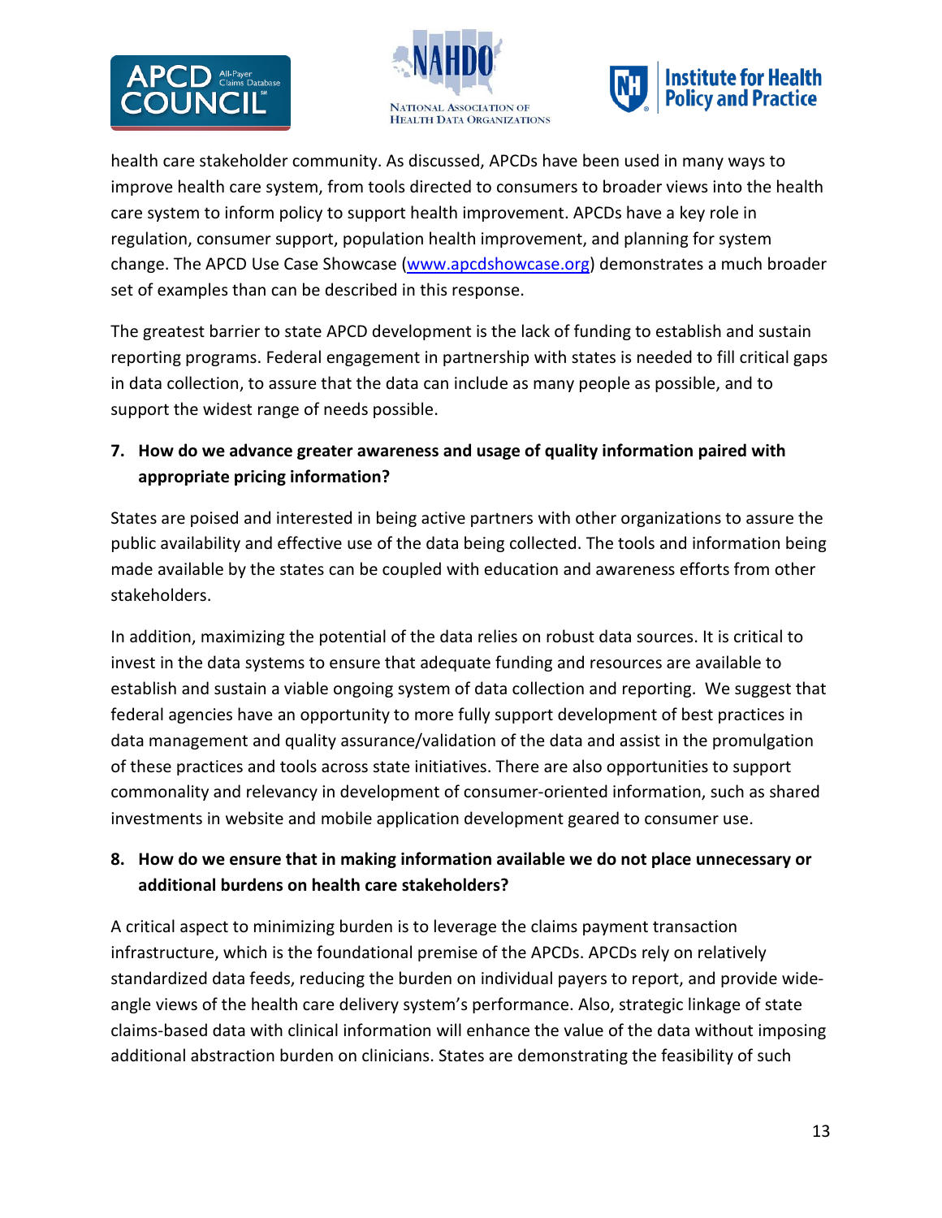health care stakeholder community. As discussed, APCDs have been used in many ways to improve health care system, from tools directed to consumers to broader views into the health care system to inform policy to support health improvement. APCDs have a key role in regulation, consumer support, population health improvement, and planning for system change. The APCD Use Case Showcase ([www.apcdshowcase.org](www.apcdshowcase.org)) demonstrates a much broader set of examples than can be described in this response.

The greatest barrier to state APCD development is the lack of funding to establish and sustain reporting programs. Federal engagement in partnership with states is needed to fill critical gaps in data collection, to assure that the data can include as many people as possible, and to support the widest range of needs possible.

**7. How do we advance greater awareness and usage of quality information paired with appropriate pricing information?**

States are poised and interested in being active partners with other organizations to assure the public availability and effective use of the data being collected. The tools and information being made available by the states can be coupled with education and awareness efforts from other stakeholders.

In addition, maximizing the potential of the data relies on robust data sources. It is critical to invest in the data systems to ensure that adequate funding and resources are available to establish and sustain a viable ongoing system of data collection and reporting. We suggest that federal agencies have an opportunity to more fully support development of best practices in data management and quality assurance/validation of the data and assist in the promulgation of these practices and tools across state initiatives. There are also opportunities to support commonality and relevancy in development of consumer-oriented information, such as shared investments in website and mobile application development geared to consumer use.

**8. How do we ensure that in making information available we do not place unnecessary or additional burdens on health care stakeholders?**

A critical aspect to minimizing burden is to leverage the claims payment transaction infrastructure, which is the foundational premise of the APCDs. APCDs rely on relatively standardized data feeds, reducing the burden on individual payers to report, and provide wide-angle views of the health care delivery system's performance. Also, strategic linkage of state claims-based data with clinical information will enhance the value of the data without imposing additional abstraction burden on clinicians. States are demonstrating the feasibility of such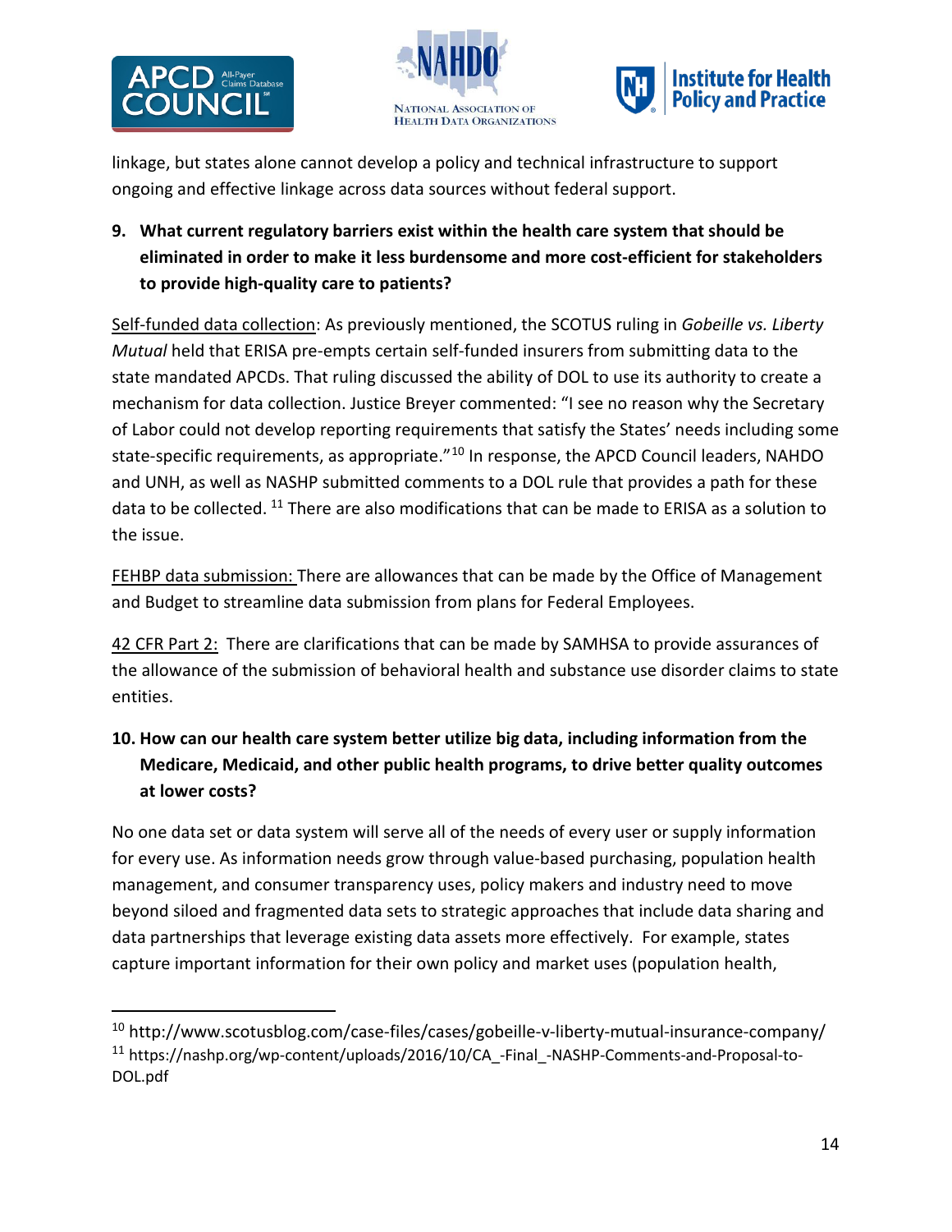linkage, but states alone cannot develop a policy and technical infrastructure to support ongoing and effective linkage across data sources without federal support.

**9. What current regulatory barriers exist within the health care system that should be eliminated in order to make it less burdensome and more cost-efficient for stakeholders to provide high-quality care to patients?**

<u>Self-funded data collection</u>: As previously mentioned, the SCOTUS ruling in *Gobeille vs. Liberty Mutual* held that ERISA pre-empts certain self-funded insurers from submitting data to the state mandated APCDs. That ruling discussed the ability of DOL to use its authority to create a mechanism for data collection. Justice Breyer commented: "I see no reason why the Secretary of Labor could not develop reporting requirements that satisfy the States' needs including some state-specific requirements, as appropriate."[10] In response, the APCD Council leaders, NAHDO and UNH, as well as NASHP submitted comments to a DOL rule that provides a path for these data to be collected. [11] There are also modifications that can be made to ERISA as a solution to the issue.

<u>FEHBP data submission:</u> There are allowances that can be made by the Office of Management and Budget to streamline data submission from plans for Federal Employees.

<u>42 CFR Part 2:</u> There are clarifications that can be made by SAMHSA to provide assurances of the allowance of the submission of behavioral health and substance use disorder claims to state entities.

**10. How can our health care system better utilize big data, including information from the Medicare, Medicaid, and other public health programs, to drive better quality outcomes at lower costs?**

No one data set or data system will serve all of the needs of every user or supply information for every use. As information needs grow through value-based purchasing, population health management, and consumer transparency uses, policy makers and industry need to move beyond siloed and fragmented data sets to strategic approaches that include data sharing and data partnerships that leverage existing data assets more effectively. For example, states capture important information for their own policy and market uses (population health,

---

[10] http://www.scotusblog.com/case-files/cases/gobeille-v-liberty-mutual-insurance-company/

[11] https://nashp.org/wp-content/uploads/2016/10/CA_-Final_-NASHP-Comments-and-Proposal-to-DOL.pdf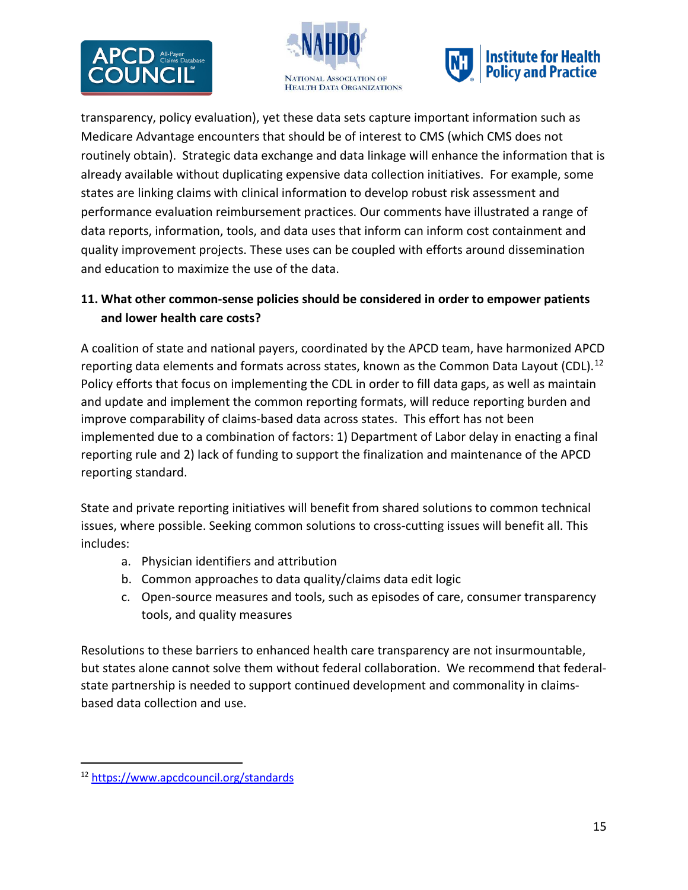transparency, policy evaluation), yet these data sets capture important information such as Medicare Advantage encounters that should be of interest to CMS (which CMS does not routinely obtain). Strategic data exchange and data linkage will enhance the information that is already available without duplicating expensive data collection initiatives. For example, some states are linking claims with clinical information to develop robust risk assessment and performance evaluation reimbursement practices. Our comments have illustrated a range of data reports, information, tools, and data uses that inform can inform cost containment and quality improvement projects. These uses can be coupled with efforts around dissemination and education to maximize the use of the data.

**11. What other common-sense policies should be considered in order to empower patients and lower health care costs?**

A coalition of state and national payers, coordinated by the APCD team, have harmonized APCD reporting data elements and formats across states, known as the Common Data Layout (CDL).[12] Policy efforts that focus on implementing the CDL in order to fill data gaps, as well as maintain and update and implement the common reporting formats, will reduce reporting burden and improve comparability of claims-based data across states. This effort has not been implemented due to a combination of factors: 1) Department of Labor delay in enacting a final reporting rule and 2) lack of funding to support the finalization and maintenance of the APCD reporting standard.

State and private reporting initiatives will benefit from shared solutions to common technical issues, where possible. Seeking common solutions to cross-cutting issues will benefit all. This includes:

a. Physician identifiers and attribution
b. Common approaches to data quality/claims data edit logic
c. Open-source measures and tools, such as episodes of care, consumer transparency tools, and quality measures

Resolutions to these barriers to enhanced health care transparency are not insurmountable, but states alone cannot solve them without federal collaboration. We recommend that federal-state partnership is needed to support continued development and commonality in claims-based data collection and use.

[12] https://www.apcdcouncil.org/standards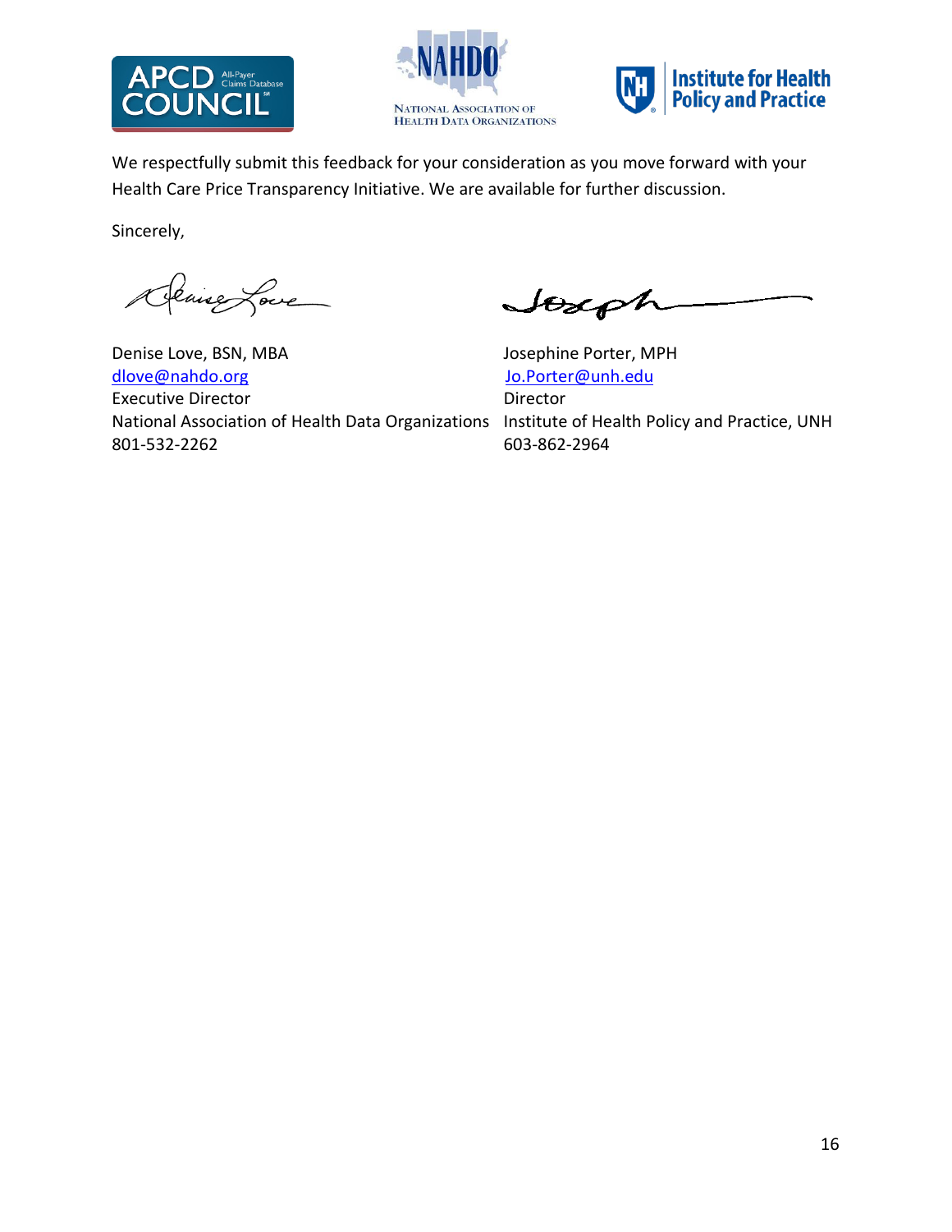We respectfully submit this feedback for your consideration as you move forward with your Health Care Price Transparency Initiative. We are available for further discussion.

Sincerely,

Denise Love, BSN, MBA
dlove@nahdo.org
Executive Director
National Association of Health Data Organizations
801-532-2262

Josephine Porter, MPH
Jo.Porter@unh.edu
Director
Institute of Health Policy and Practice, UNH
603-862-2964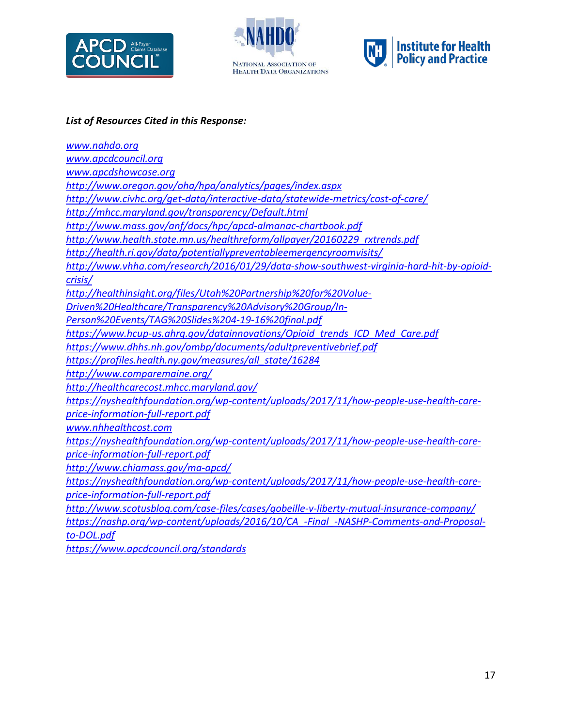***List of Resources Cited in this Response:***

www.nahdo.org
www.apcdcouncil.org
www.apcdshowcase.org
http://www.oregon.gov/oha/hpa/analytics/pages/index.aspx
http://www.civhc.org/get-data/interactive-data/statewide-metrics/cost-of-care/
http://mhcc.maryland.gov/transparency/Default.html
http://www.mass.gov/anf/docs/hpc/apcd-almanac-chartbook.pdf
http://www.health.state.mn.us/healthreform/allpayer/20160229_rxtrends.pdf
http://health.ri.gov/data/potentiallypreventableemergencyroomvisits/
http://www.vhha.com/research/2016/01/29/data-show-southwest-virginia-hard-hit-by-opioid-crisis/
http://healthinsight.org/files/Utah%20Partnership%20for%20Value-Driven%20Healthcare/Transparency%20Advisory%20Group/In-Person%20Events/TAG%20Slides%204-19-16%20final.pdf
https://www.hcup-us.ahrq.gov/datainnovations/Opioid_trends_ICD_Med_Care.pdf
https://www.dhhs.nh.gov/ombp/documents/adultpreventivebrief.pdf
https://profiles.health.ny.gov/measures/all_state/16284
http://www.comparemaine.org/
http://healthcarecost.mhcc.maryland.gov/
https://nyshealthfoundation.org/wp-content/uploads/2017/11/how-people-use-health-care-price-information-full-report.pdf
www.nhhealthcost.com
https://nyshealthfoundation.org/wp-content/uploads/2017/11/how-people-use-health-care-price-information-full-report.pdf
http://www.chiamass.gov/ma-apcd/
https://nyshealthfoundation.org/wp-content/uploads/2017/11/how-people-use-health-care-price-information-full-report.pdf
http://www.scotusblog.com/case-files/cases/gobeille-v-liberty-mutual-insurance-company/
https://nashp.org/wp-content/uploads/2016/10/CA_-Final_-NASHP-Comments-and-Proposal-to-DOL.pdf
https://www.apcdcouncil.org/standards